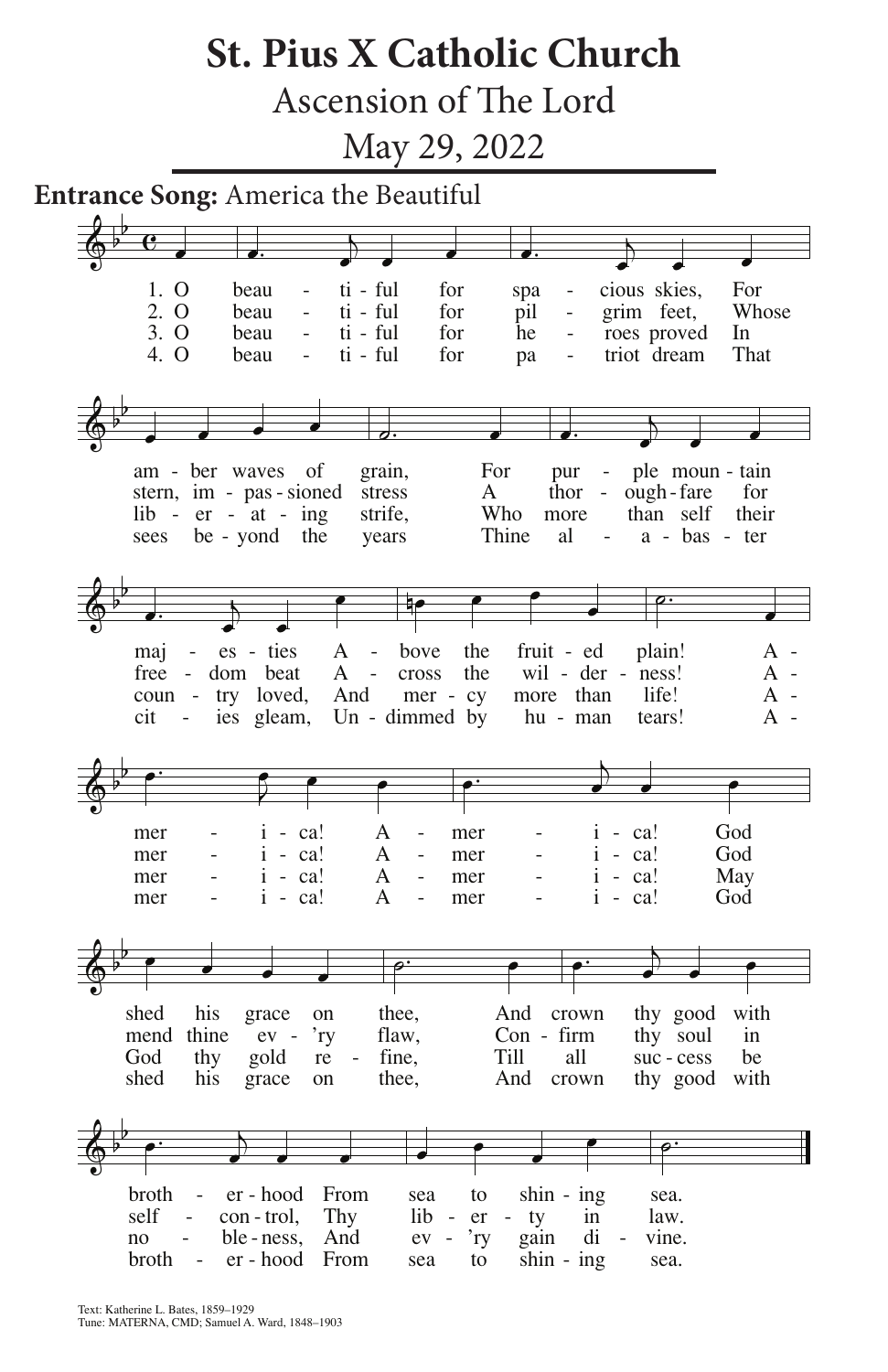# St. Pius X Catholic Church

## Ascension of The Lord

## May 29, 2022

**Entrance Song:** America the Beautiful

1. O beau - ti - ful for spa - cious skies, For am - ber waves of grain, For pur - ple moun - tain maj - es - ties A - bove the fruit - ed plain! A - mer - i - ca! A - mer - i - ca! God shed his grace on thee, And crown thy good with broth - er - hood From sea to shin - ing sea.

2. O beau - ti - ful for pil - grim feet, Whose stern, im - pas - sioned stress A thor - ough - fare for free - dom beat A - cross the wil - der - ness! A - mer - i - ca! A - mer - i - ca! God mend thine ev - 'ry flaw, Con - firm thy soul in self - con - trol, Thy lib - er - ty in law.

3. O beau - ti - ful for he - roes proved In lib - er - at - ing strife, Who more than self their coun - try loved, And mer - cy more than life! A - mer - i - ca! A - mer - i - ca! May God thy gold re - fine, Till all suc - cess be no - ble - ness, And ev - 'ry gain di - vine.

4. O beau - ti - ful for pa - triot dream That sees be - yond the years Thine al - a - bas - ter cit - ies gleam, Un - dimmed by hu - man tears! A - mer - i - ca! A - mer - i - ca! God shed his grace on thee, And crown thy good with broth - er - hood From sea to shin - ing sea.

Text: Katherine L. Bates, 1859–1929
Tune: MATERNA, CMD; Samuel A. Ward, 1848–1903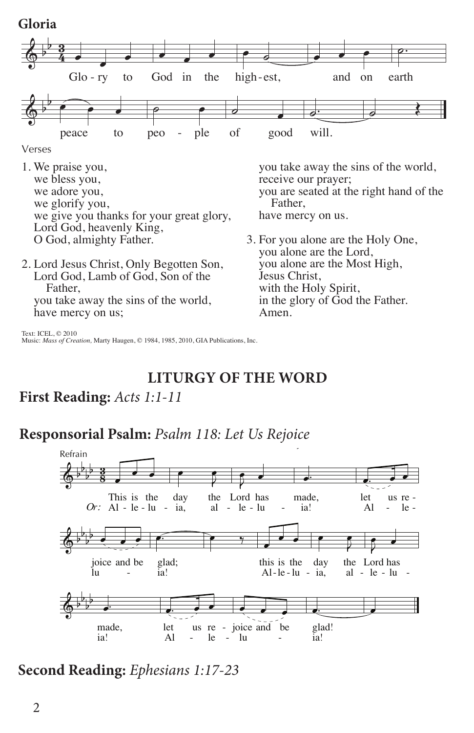## Gloria

Glo - ry to God in the high - est, and on earth peace to peo - ple of good will.

Verses

1. We praise you,
   we bless you,
   we adore you,
   we glorify you,
   we give you thanks for your great glory,
   Lord God, heavenly King,
   O God, almighty Father.

2. Lord Jesus Christ, Only Begotten Son,
   Lord God, Lamb of God, Son of the Father,
   you take away the sins of the world,
   have mercy on us;
   you take away the sins of the world,
   receive our prayer;
   you are seated at the right hand of the Father,
   have mercy on us.

3. For you alone are the Holy One,
   you alone are the Lord,
   you alone are the Most High,
   Jesus Christ,
   with the Holy Spirit,
   in the glory of God the Father.
   Amen.

Text: ICEL, © 2010
Music: *Mass of Creation,* Marty Haugen, © 1984, 1985, 2010, GIA Publications, Inc.

## LITURGY OF THE WORD

**First Reading:** *Acts 1:1-11*

**Responsorial Psalm:** *Psalm 118: Let Us Rejoice*

Refrain

This is the day the Lord has made, let us re - joice and be glad; this is the day the Lord has made, let us re - joice and be glad!

*Or:* Al - le - lu - ia, al - le - lu - ia! Al - le - lu - ia! Al - le - lu - ia, al - le - lu - ia! Al - le - lu - ia!

**Second Reading:** *Ephesians 1:17-23*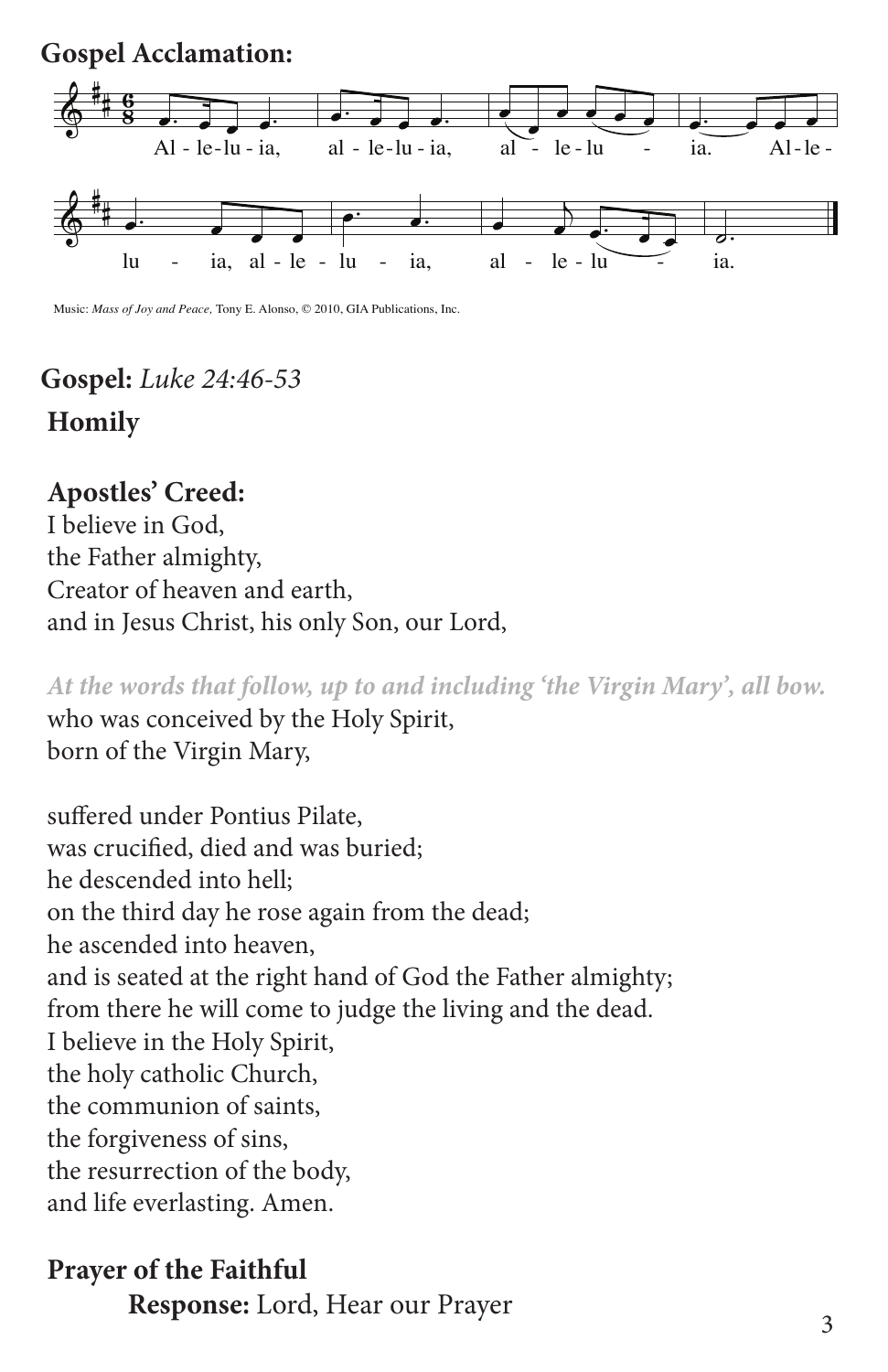**Gospel Acclamation:**

Al - le-lu - ia, al - le-lu - ia, al - le-lu - ia. Al-le - lu - ia, al - le - lu - ia, al - le - lu - ia.

Music: *Mass of Joy and Peace,* Tony E. Alonso, © 2010, GIA Publications, Inc.

**Gospel:** *Luke 24:46-53*

**Homily**

**Apostles' Creed:**

I believe in God,
the Father almighty,
Creator of heaven and earth,
and in Jesus Christ, his only Son, our Lord,

***At the words that follow, up to and including 'the Virgin Mary', all bow.***

who was conceived by the Holy Spirit,
born of the Virgin Mary,

suffered under Pontius Pilate,
was crucified, died and was buried;
he descended into hell;
on the third day he rose again from the dead;
he ascended into heaven,
and is seated at the right hand of God the Father almighty;
from there he will come to judge the living and the dead.
I believe in the Holy Spirit,
the holy catholic Church,
the communion of saints,
the forgiveness of sins,
the resurrection of the body,
and life everlasting. Amen.

**Prayer of the Faithful**

**Response:** Lord, Hear our Prayer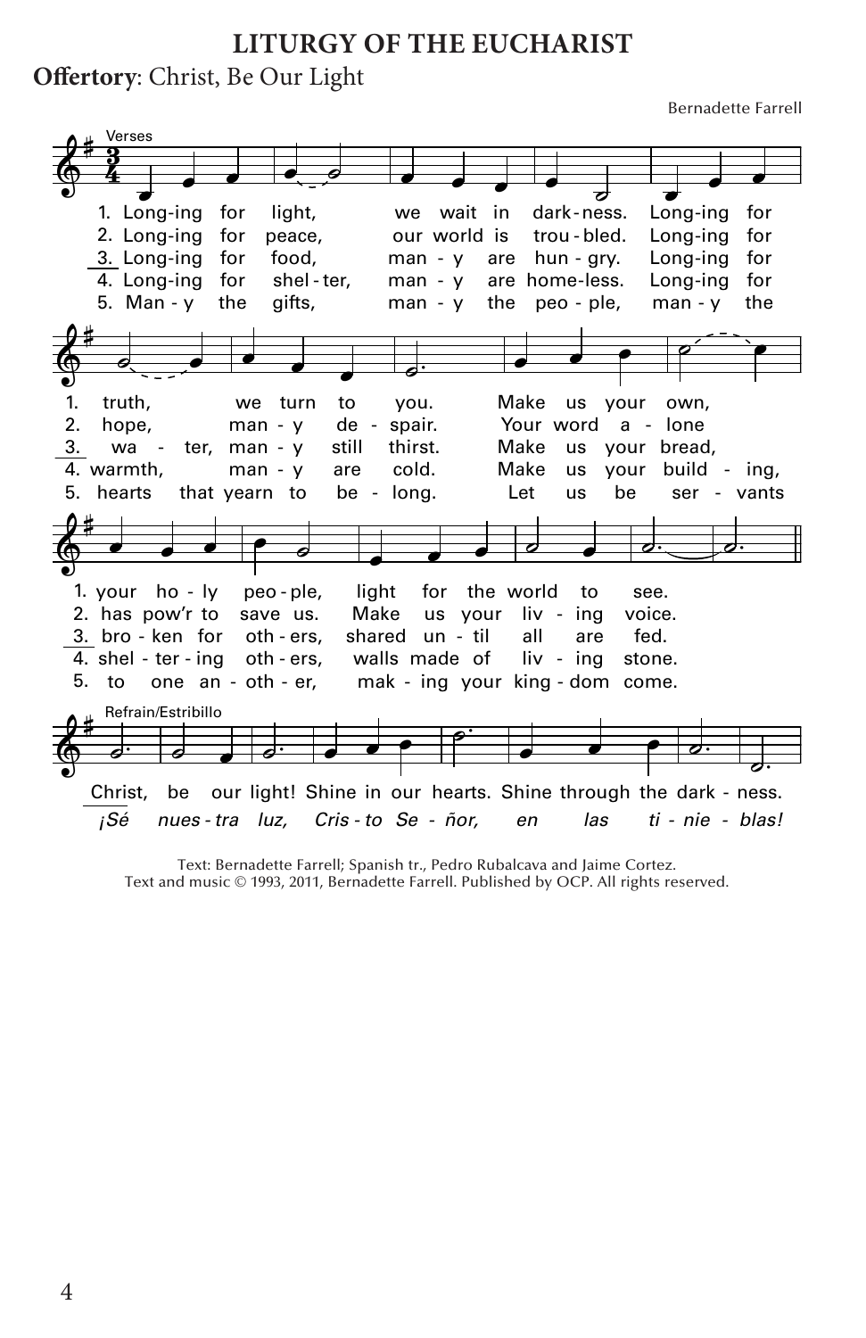# LITURGY OF THE EUCHARIST

**Offertory**: Christ, Be Our Light

Bernadette Farrell

Verses

1. Long-ing for light, we wait in dark-ness. Long-ing for truth, we turn to you. Make us your own, your ho-ly peo-ple, light for the world to see.
2. Long-ing for peace, our world is trou-bled. Long-ing for hope, man-y de-spair. Your word a-lone has pow'r to save us. Make us your liv-ing voice.
3. Long-ing for food, man-y are hun-gry. Long-ing for wa-ter, man-y still thirst. Make us your bread, bro-ken for oth-ers, shared un-til all are fed.
4. Long-ing for shel-ter, man-y are home-less. Long-ing for warmth, man-y are cold. Make us your build-ing, shel-ter-ing oth-ers, walls made of liv-ing stone.
5. Man-y the gifts, man-y the peo-ple, man-y the hearts that yearn to be-long. Let us be ser-vants to one an-oth-er, mak-ing your king-dom come.

Refrain/Estribillo

Christ, be our light! Shine in our hearts. Shine through the dark-ness.

*¡Sé nues-tra luz, Cris-to Se-ñor, en las ti-nie-blas!*

Text: Bernadette Farrell; Spanish tr., Pedro Rubalcava and Jaime Cortez.
Text and music © 1993, 2011, Bernadette Farrell. Published by OCP. All rights reserved.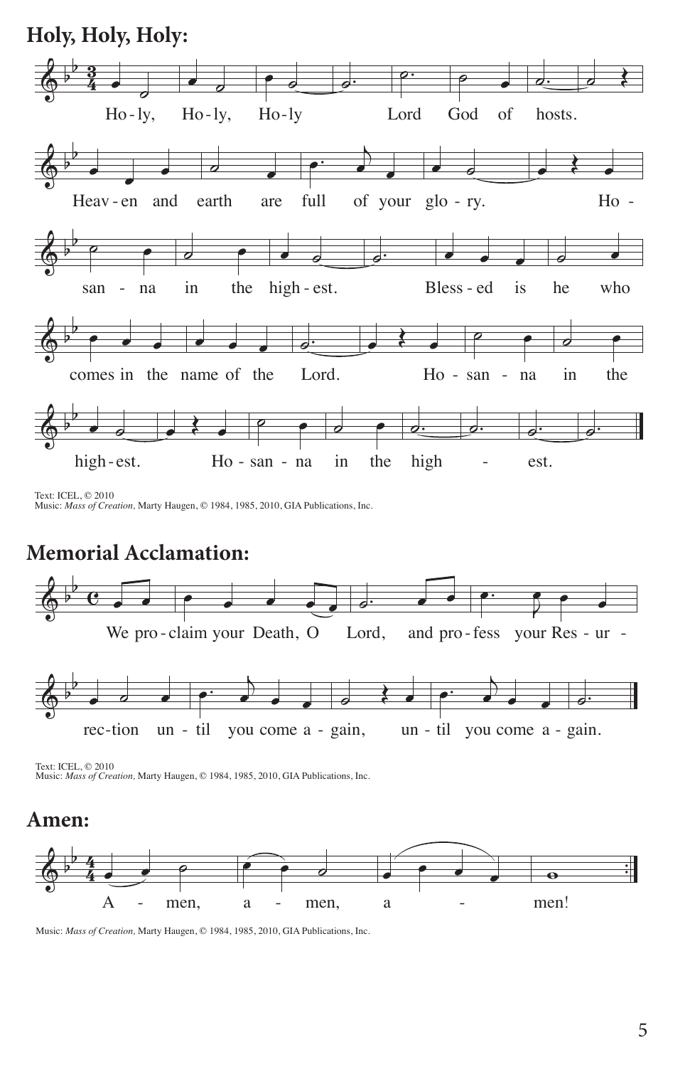## Holy, Holy, Holy:

Ho-ly, Ho-ly, Ho-ly Lord God of hosts.

Heav-en and earth are full of your glo-ry. Ho-san-na in the high-est.

Bless-ed is he who comes in the name of the Lord.

Ho-san-na in the high-est. Ho-san-na in the high - est.

Text: ICEL, © 2010
Music: *Mass of Creation*, Marty Haugen, © 1984, 1985, 2010, GIA Publications, Inc.

## Memorial Acclamation:

We pro-claim your Death, O Lord, and pro-fess your Res-ur-rec-tion un-til you come a-gain, un-til you come a-gain.

Text: ICEL, © 2010
Music: *Mass of Creation,* Marty Haugen, © 1984, 1985, 2010, GIA Publications, Inc.

## Amen:

A - men, a - men, a - men!

Music: *Mass of Creation,* Marty Haugen, © 1984, 1985, 2010, GIA Publications, Inc.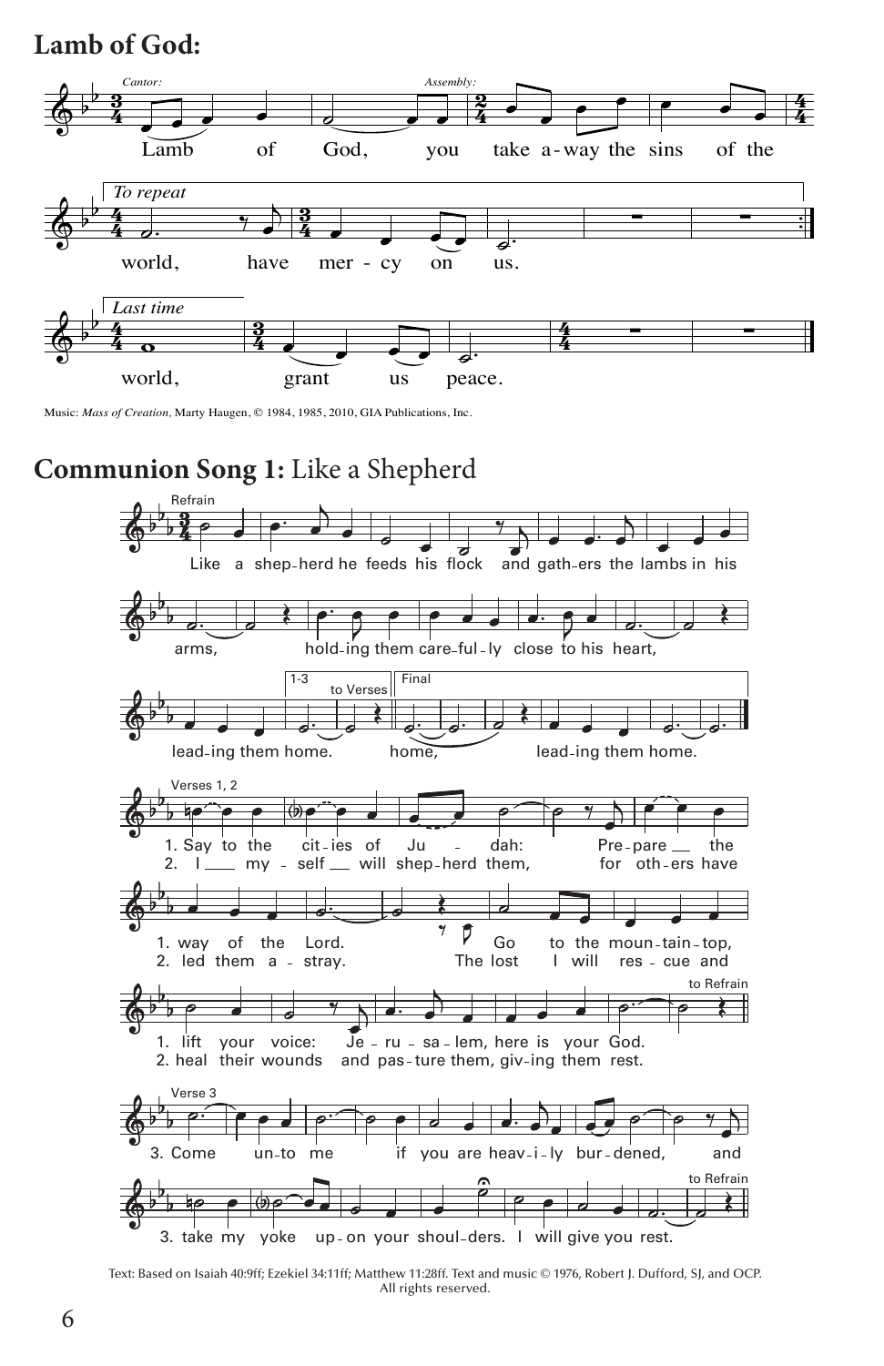## Lamb of God:

*Cantor:* Lamb of God, *Assembly:* you take away the sins of the world, have mercy on us.

*To repeat*

*Last time*

world, grant us peace.

Music: *Mass of Creation*, Marty Haugen, © 1984, 1985, 2010, GIA Publications, Inc.

## Communion Song 1: Like a Shepherd

Refrain

Like a shepherd he feeds his flock and gathers the lambs in his arms, holding them carefully close to his heart, leading them home.

1-3 to Verses: home.

Final: home, leading them home.

Verses 1, 2

1. Say to the cities of Judah: Prepare the way of the Lord. Go to the mountaintop, lift your voice: Jerusalem, here is your God.
2. I myself will shepherd them, for others have led them astray. The lost I will rescue and heal their wounds and pasture them, giving them rest.

to Refrain

Verse 3

3. Come unto me if you are heavily burdened, and take my yoke upon your shoulders. I will give you rest.

to Refrain

Text: Based on Isaiah 40:9ff; Ezekiel 34:11ff; Matthew 11:28ff. Text and music © 1976, Robert J. Dufford, SJ, and OCP. All rights reserved.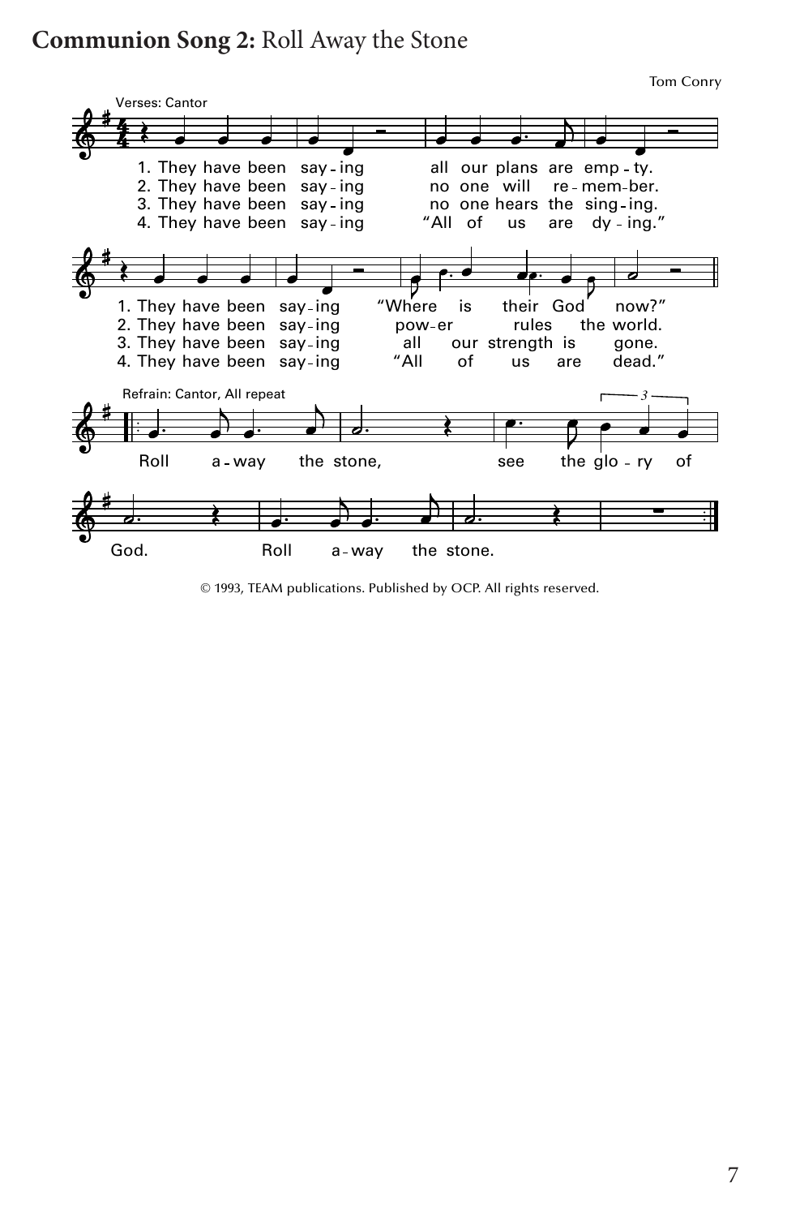## **Communion Song 2:** Roll Away the Stone

Tom Conry

Verses: Cantor

1. They have been saying all our plans are empty.
They have been saying "Where is their God now?"

2. They have been saying no one will remember.
They have been saying power rules the world.

3. They have been saying no one hears the singing.
They have been saying all our strength is gone.

4. They have been saying "All of us are dying."
They have been saying "All of us are dead."

Refrain: Cantor, All repeat

Roll away the stone, see the glory of God. Roll away the stone.

© 1993, TEAM publications. Published by OCP. All rights reserved.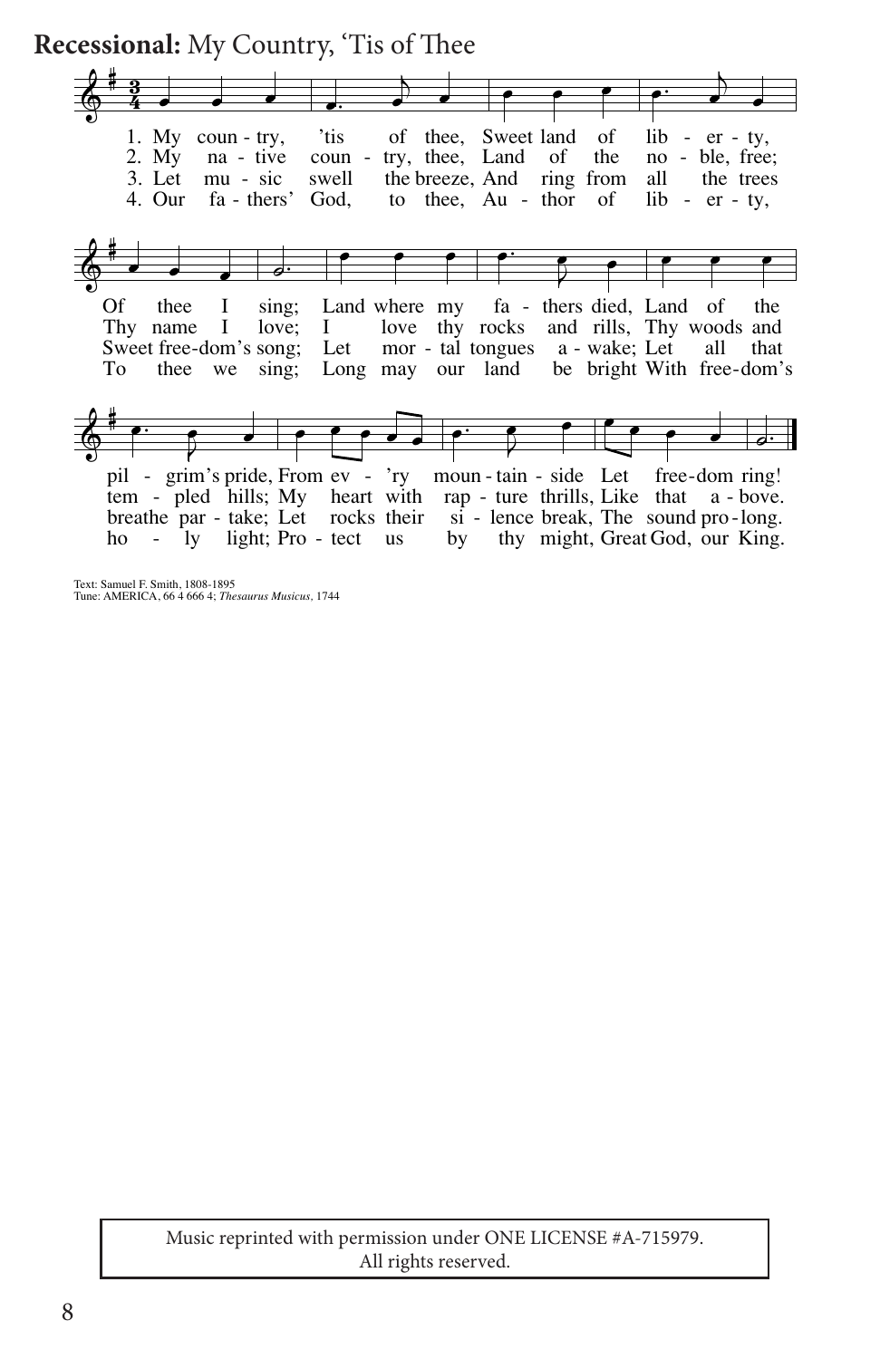**Recessional:** My Country, 'Tis of Thee

1. My country, 'tis of thee, Sweet land of liberty, Of thee I sing; Land where my fathers died, Land of the pilgrim's pride, From ev'ry mountainside Let freedom ring!

2. My native country, thee, Land of the noble, free; Thy name I love; I love thy rocks and rills, Thy woods and templed hills; My heart with rapture thrills, Like that above.

3. Let music swell the breeze, And ring from all the trees Sweet freedom's song; Let mortal tongues awake; Let all that breathe partake; Let rocks their silence break, The sound prolong.

4. Our fathers' God, to thee, Author of liberty, To thee we sing; Long may our land be bright With freedom's holy light; Protect us by thy might, Great God, our King.

Text: Samuel F. Smith, 1808-1895
Tune: AMERICA, 66 4 666 4; *Thesaurus Musicus*, 1744

Music reprinted with permission under ONE LICENSE #A-715979.
All rights reserved.